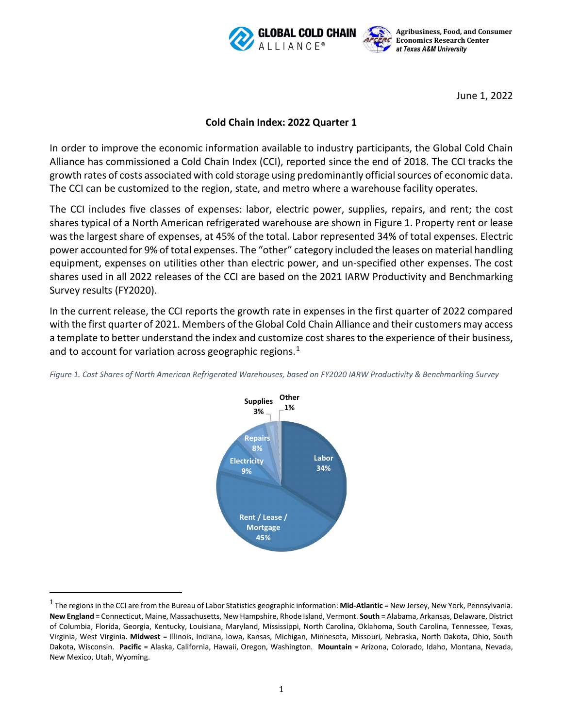June 1, 2022

## Cold Chain Index: 2022 Quarter 1

In order to improve the economic information available to industry participants, the Global Cold Chain Alliance has commissioned a Cold Chain Index (CCI), reported since the end of 2018. The CCI tracks the growth rates of costs associated with cold storage using predominantly official sources of economic data. The CCI can be customized to the region, state, and metro where a warehouse facility operates.

The CCI includes five classes of expenses: labor, electric power, supplies, repairs, and rent; the cost shares typical of a North American refrigerated warehouse are shown in Figure 1. Property rent or lease was the largest share of expenses, at 45% of the total. Labor represented 34% of total expenses. Electric power accounted for 9% of total expenses. The "other" category included the leases on material handling equipment, expenses on utilities other than electric power, and un-specified other expenses. The cost shares used in all 2022 releases of the CCI are based on the 2021 IARW Productivity and Benchmarking Survey results (FY2020).

In the current release, the CCI reports the growth rate in expenses in the first quarter of 2022 compared with the first quarter of 2021. Members of the Global Cold Chain Alliance and their customers may access a template to better understand the index and customize cost shares to the experience of their business, and to account for variation across geographic regions.[1]

*Figure 1. Cost Shares of North American Refrigerated Warehouses, based on FY2020 IARW Productivity & Benchmarking Survey*

| Category | Share |
|---|---|
| Labor | 34% |
| Rent / Lease / Mortgage | 45% |
| Electricity | 9% |
| Repairs | 8% |
| Supplies | 3% |
| Other | 1% |

[1] The regions in the CCI are from the Bureau of Labor Statistics geographic information: **Mid-Atlantic** = New Jersey, New York, Pennsylvania. **New England** = Connecticut, Maine, Massachusetts, New Hampshire, Rhode Island, Vermont. **South** = Alabama, Arkansas, Delaware, District of Columbia, Florida, Georgia, Kentucky, Louisiana, Maryland, Mississippi, North Carolina, Oklahoma, South Carolina, Tennessee, Texas, Virginia, West Virginia. **Midwest** = Illinois, Indiana, Iowa, Kansas, Michigan, Minnesota, Missouri, Nebraska, North Dakota, Ohio, South Dakota, Wisconsin. **Pacific** = Alaska, California, Hawaii, Oregon, Washington. **Mountain** = Arizona, Colorado, Idaho, Montana, Nevada, New Mexico, Utah, Wyoming.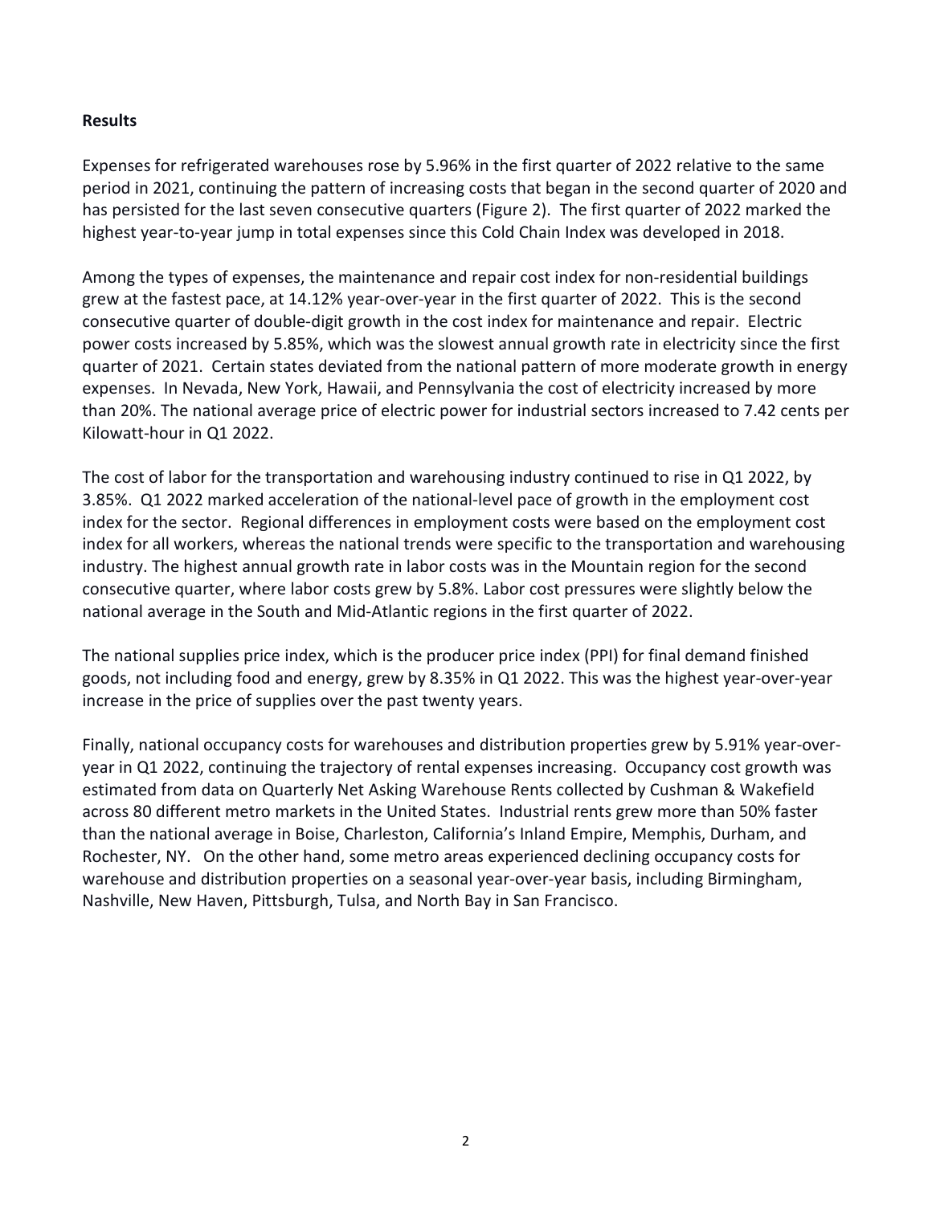**Results**

Expenses for refrigerated warehouses rose by 5.96% in the first quarter of 2022 relative to the same period in 2021, continuing the pattern of increasing costs that began in the second quarter of 2020 and has persisted for the last seven consecutive quarters (Figure 2). The first quarter of 2022 marked the highest year-to-year jump in total expenses since this Cold Chain Index was developed in 2018.

Among the types of expenses, the maintenance and repair cost index for non-residential buildings grew at the fastest pace, at 14.12% year-over-year in the first quarter of 2022. This is the second consecutive quarter of double-digit growth in the cost index for maintenance and repair. Electric power costs increased by 5.85%, which was the slowest annual growth rate in electricity since the first quarter of 2021. Certain states deviated from the national pattern of more moderate growth in energy expenses. In Nevada, New York, Hawaii, and Pennsylvania the cost of electricity increased by more than 20%. The national average price of electric power for industrial sectors increased to 7.42 cents per Kilowatt-hour in Q1 2022.

The cost of labor for the transportation and warehousing industry continued to rise in Q1 2022, by 3.85%. Q1 2022 marked acceleration of the national-level pace of growth in the employment cost index for the sector. Regional differences in employment costs were based on the employment cost index for all workers, whereas the national trends were specific to the transportation and warehousing industry. The highest annual growth rate in labor costs was in the Mountain region for the second consecutive quarter, where labor costs grew by 5.8%. Labor cost pressures were slightly below the national average in the South and Mid-Atlantic regions in the first quarter of 2022.

The national supplies price index, which is the producer price index (PPI) for final demand finished goods, not including food and energy, grew by 8.35% in Q1 2022. This was the highest year-over-year increase in the price of supplies over the past twenty years.

Finally, national occupancy costs for warehouses and distribution properties grew by 5.91% year-over-year in Q1 2022, continuing the trajectory of rental expenses increasing. Occupancy cost growth was estimated from data on Quarterly Net Asking Warehouse Rents collected by Cushman & Wakefield across 80 different metro markets in the United States. Industrial rents grew more than 50% faster than the national average in Boise, Charleston, California's Inland Empire, Memphis, Durham, and Rochester, NY. On the other hand, some metro areas experienced declining occupancy costs for warehouse and distribution properties on a seasonal year-over-year basis, including Birmingham, Nashville, New Haven, Pittsburgh, Tulsa, and North Bay in San Francisco.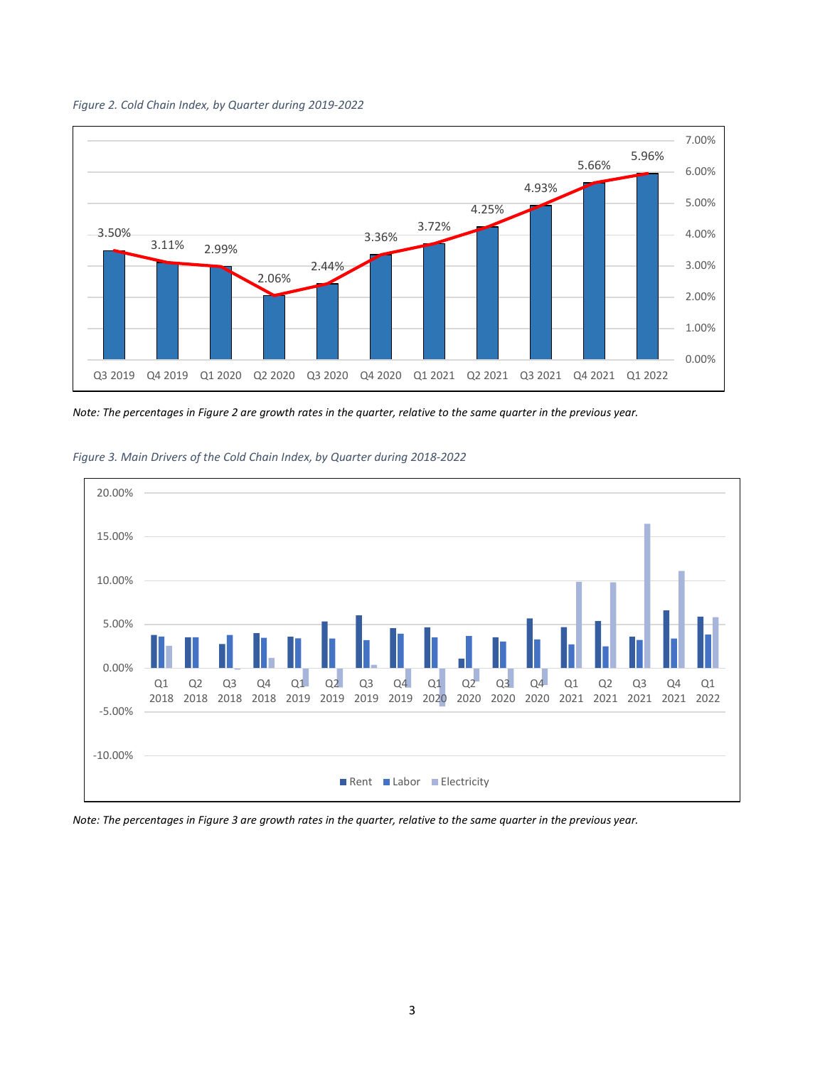*Figure 2. Cold Chain Index, by Quarter during 2019-2022*

*Note: The percentages in Figure 2 are growth rates in the quarter, relative to the same quarter in the previous year.*

*Figure 3. Main Drivers of the Cold Chain Index, by Quarter during 2018-2022*

*Note: The percentages in Figure 3 are growth rates in the quarter, relative to the same quarter in the previous year.*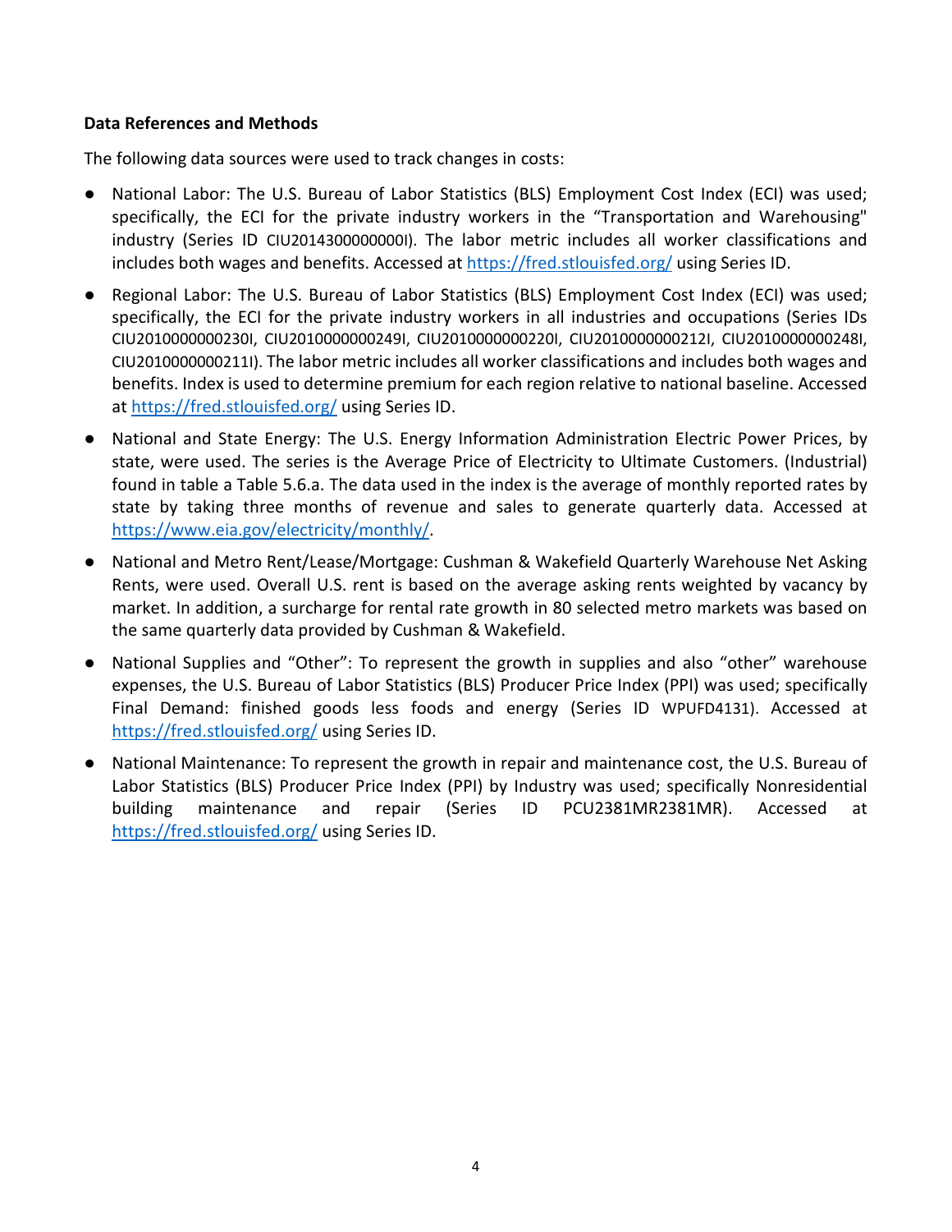**Data References and Methods**

The following data sources were used to track changes in costs:

- National Labor: The U.S. Bureau of Labor Statistics (BLS) Employment Cost Index (ECI) was used; specifically, the ECI for the private industry workers in the "Transportation and Warehousing" industry (Series ID CIU2014300000000I). The labor metric includes all worker classifications and includes both wages and benefits. Accessed at https://fred.stlouisfed.org/ using Series ID.
- Regional Labor: The U.S. Bureau of Labor Statistics (BLS) Employment Cost Index (ECI) was used; specifically, the ECI for the private industry workers in all industries and occupations (Series IDs CIU2010000000230I, CIU2010000000249I, CIU2010000000220I, CIU2010000000212I, CIU2010000000248I, CIU2010000000211I). The labor metric includes all worker classifications and includes both wages and benefits. Index is used to determine premium for each region relative to national baseline. Accessed at https://fred.stlouisfed.org/ using Series ID.
- National and State Energy: The U.S. Energy Information Administration Electric Power Prices, by state, were used. The series is the Average Price of Electricity to Ultimate Customers. (Industrial) found in table a Table 5.6.a. The data used in the index is the average of monthly reported rates by state by taking three months of revenue and sales to generate quarterly data. Accessed at https://www.eia.gov/electricity/monthly/.
- National and Metro Rent/Lease/Mortgage: Cushman & Wakefield Quarterly Warehouse Net Asking Rents, were used. Overall U.S. rent is based on the average asking rents weighted by vacancy by market. In addition, a surcharge for rental rate growth in 80 selected metro markets was based on the same quarterly data provided by Cushman & Wakefield.
- National Supplies and "Other": To represent the growth in supplies and also "other" warehouse expenses, the U.S. Bureau of Labor Statistics (BLS) Producer Price Index (PPI) was used; specifically Final Demand: finished goods less foods and energy (Series ID WPUFD4131). Accessed at https://fred.stlouisfed.org/ using Series ID.
- National Maintenance: To represent the growth in repair and maintenance cost, the U.S. Bureau of Labor Statistics (BLS) Producer Price Index (PPI) by Industry was used; specifically Nonresidential building maintenance and repair (Series ID PCU2381MR2381MR). Accessed at https://fred.stlouisfed.org/ using Series ID.